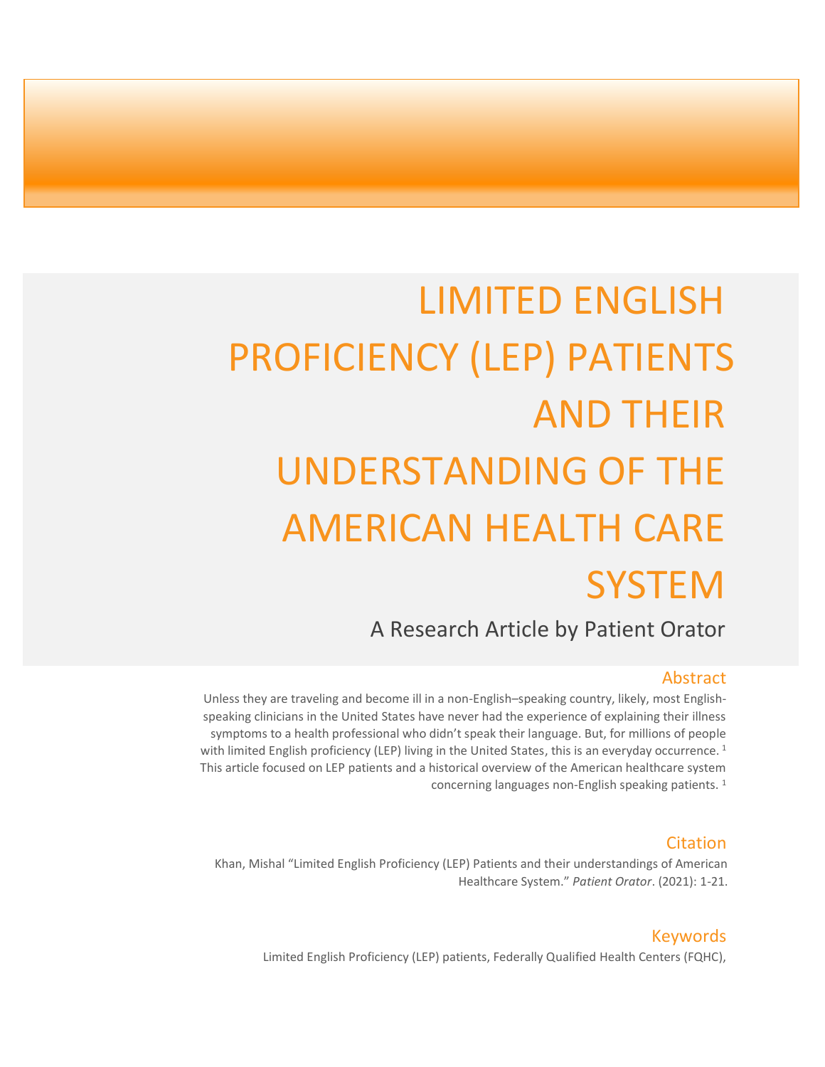# LIMITED ENGLISH PROFICIENCY (LEP) PATIENTS AND THEIR UNDERSTANDING OF THE AMERICAN HEALTH CARE SYSTEM

A Research Article by Patient Orator

## Abstract

Unless they are traveling and become ill in a non-English–speaking country, likely, most English-speaking clinicians in the United States have never had the experience of explaining their illness symptoms to a health professional who didn't speak their language. But, for millions of people with limited English proficiency (LEP) living in the United States, this is an everyday occurrence. [1] This article focused on LEP patients and a historical overview of the American healthcare system concerning languages non-English speaking patients. [1]

## Citation

Khan, Mishal "Limited English Proficiency (LEP) Patients and their understandings of American Healthcare System." *Patient Orator*. (2021): 1-21.

## Keywords

Limited English Proficiency (LEP) patients, Federally Qualified Health Centers (FQHC),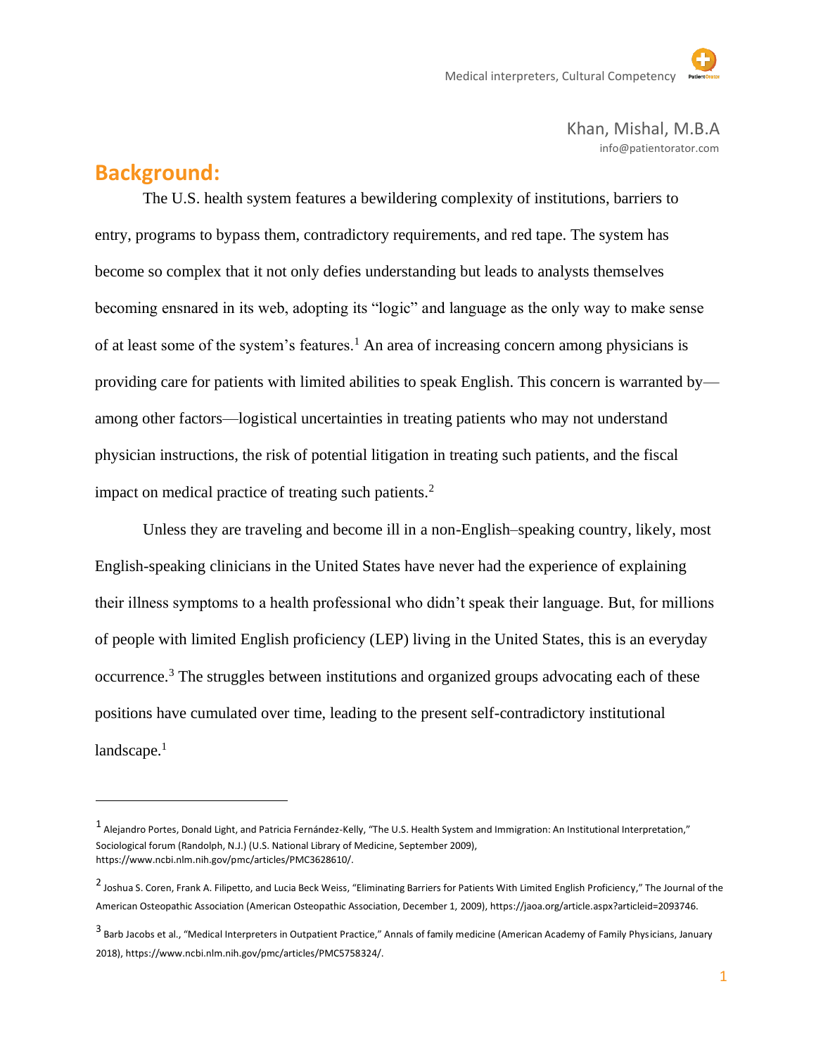Khan, Mishal, M.B.A
info@patientorator.com

## Background:

The U.S. health system features a bewildering complexity of institutions, barriers to entry, programs to bypass them, contradictory requirements, and red tape. The system has become so complex that it not only defies understanding but leads to analysts themselves becoming ensnared in its web, adopting its "logic" and language as the only way to make sense of at least some of the system's features.[1] An area of increasing concern among physicians is providing care for patients with limited abilities to speak English. This concern is warranted by—among other factors—logistical uncertainties in treating patients who may not understand physician instructions, the risk of potential litigation in treating such patients, and the fiscal impact on medical practice of treating such patients.[2]

Unless they are traveling and become ill in a non-English–speaking country, likely, most English-speaking clinicians in the United States have never had the experience of explaining their illness symptoms to a health professional who didn't speak their language. But, for millions of people with limited English proficiency (LEP) living in the United States, this is an everyday occurrence.[3] The struggles between institutions and organized groups advocating each of these positions have cumulated over time, leading to the present self-contradictory institutional landscape.[1]

---

[1] Alejandro Portes, Donald Light, and Patricia Fernández-Kelly, "The U.S. Health System and Immigration: An Institutional Interpretation," Sociological forum (Randolph, N.J.) (U.S. National Library of Medicine, September 2009), https://www.ncbi.nlm.nih.gov/pmc/articles/PMC3628610/.

[2] Joshua S. Coren, Frank A. Filipetto, and Lucia Beck Weiss, "Eliminating Barriers for Patients With Limited English Proficiency," The Journal of the American Osteopathic Association (American Osteopathic Association, December 1, 2009), https://jaoa.org/article.aspx?articleid=2093746.

[3] Barb Jacobs et al., "Medical Interpreters in Outpatient Practice," Annals of family medicine (American Academy of Family Physicians, January 2018), https://www.ncbi.nlm.nih.gov/pmc/articles/PMC5758324/.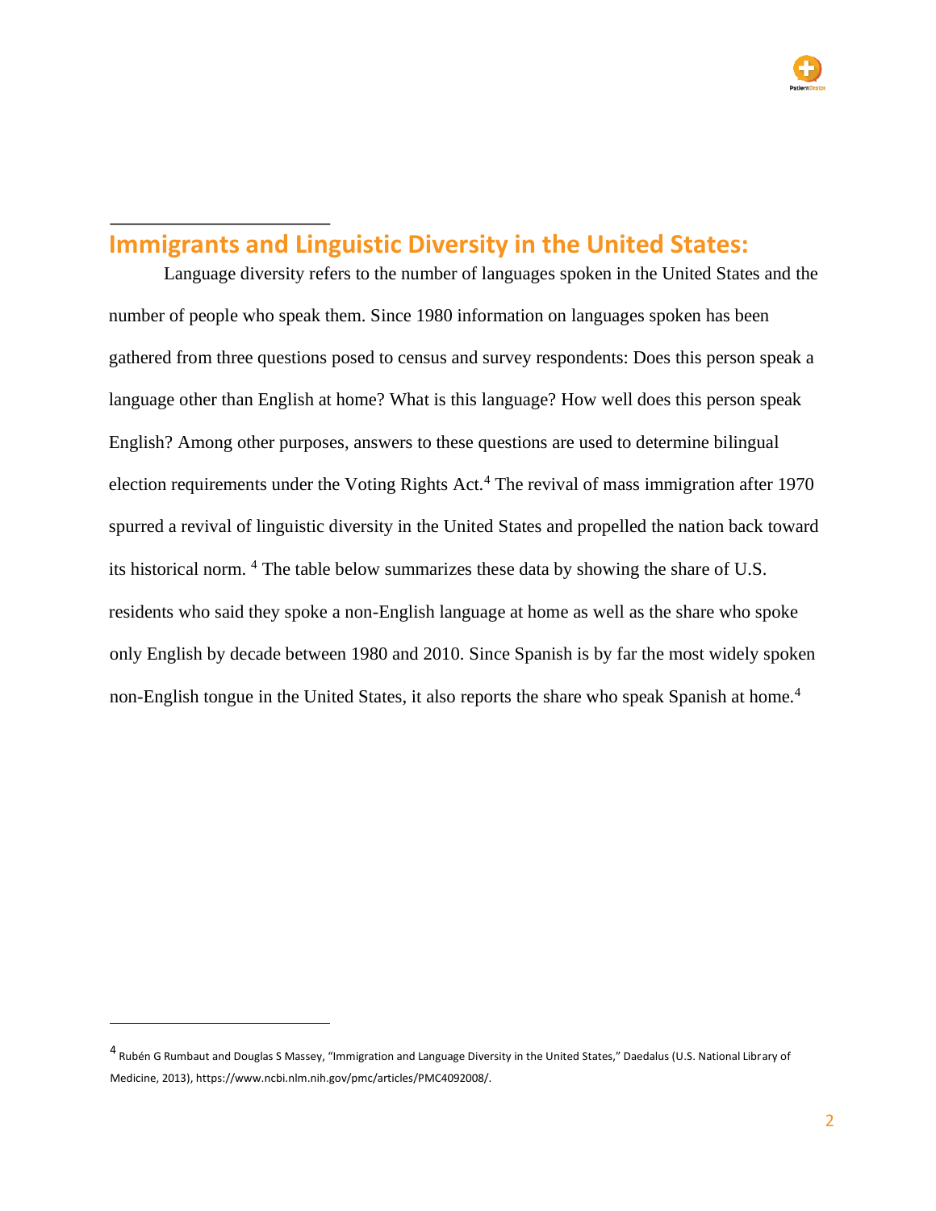## Immigrants and Linguistic Diversity in the United States:

Language diversity refers to the number of languages spoken in the United States and the number of people who speak them. Since 1980 information on languages spoken has been gathered from three questions posed to census and survey respondents: Does this person speak a language other than English at home? What is this language? How well does this person speak English? Among other purposes, answers to these questions are used to determine bilingual election requirements under the Voting Rights Act.[4] The revival of mass immigration after 1970 spurred a revival of linguistic diversity in the United States and propelled the nation back toward its historical norm. [4] The table below summarizes these data by showing the share of U.S. residents who said they spoke a non-English language at home as well as the share who spoke only English by decade between 1980 and 2010. Since Spanish is by far the most widely spoken non-English tongue in the United States, it also reports the share who speak Spanish at home.[4]

---

[4] Rubén G Rumbaut and Douglas S Massey, "Immigration and Language Diversity in the United States," Daedalus (U.S. National Library of Medicine, 2013), https://www.ncbi.nlm.nih.gov/pmc/articles/PMC4092008/.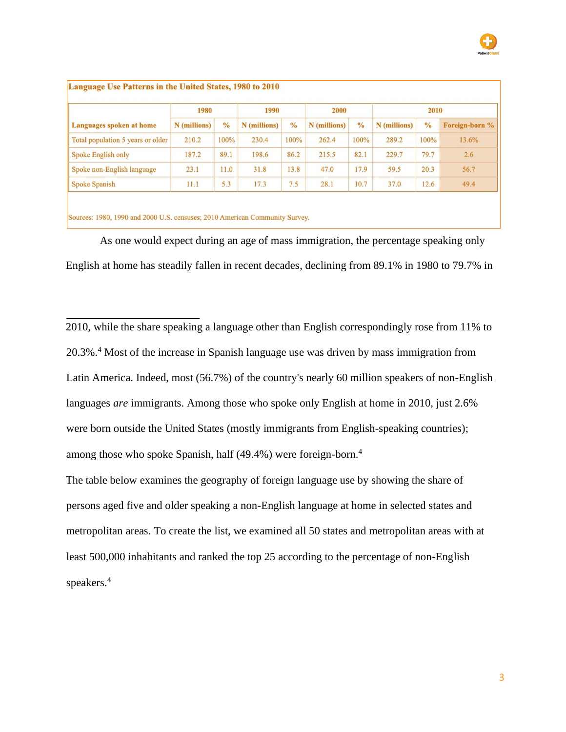**Language Use Patterns in the United States, 1980 to 2010**

| Languages spoken at home | 1980 | | 1990 | | 2000 | | 2010 | | |
|---|---|---|---|---|---|---|---|---|---|
| | N (millions) | % | N (millions) | % | N (millions) | % | N (millions) | % | Foreign-born % |
| Total population 5 years or older | 210.2 | 100% | 230.4 | 100% | 262.4 | 100% | 289.2 | 100% | 13.6% |
| Spoke English only | 187.2 | 89.1 | 198.6 | 86.2 | 215.5 | 82.1 | 229.7 | 79.7 | 2.6 |
| Spoke non-English language | 23.1 | 11.0 | 31.8 | 13.8 | 47.0 | 17.9 | 59.5 | 20.3 | 56.7 |
| Spoke Spanish | 11.1 | 5.3 | 17.3 | 7.5 | 28.1 | 10.7 | 37.0 | 12.6 | 49.4 |

Sources: 1980, 1990 and 2000 U.S. censuses; 2010 American Community Survey.

As one would expect during an age of mass immigration, the percentage speaking only English at home has steadily fallen in recent decades, declining from 89.1% in 1980 to 79.7% in 2010, while the share speaking a language other than English correspondingly rose from 11% to 20.3%.[4] Most of the increase in Spanish language use was driven by mass immigration from Latin America. Indeed, most (56.7%) of the country's nearly 60 million speakers of non-English languages *are* immigrants. Among those who spoke only English at home in 2010, just 2.6% were born outside the United States (mostly immigrants from English-speaking countries); among those who spoke Spanish, half (49.4%) were foreign-born.[4]

The table below examines the geography of foreign language use by showing the share of persons aged five and older speaking a non-English language at home in selected states and metropolitan areas. To create the list, we examined all 50 states and metropolitan areas with at least 500,000 inhabitants and ranked the top 25 according to the percentage of non-English speakers.[4]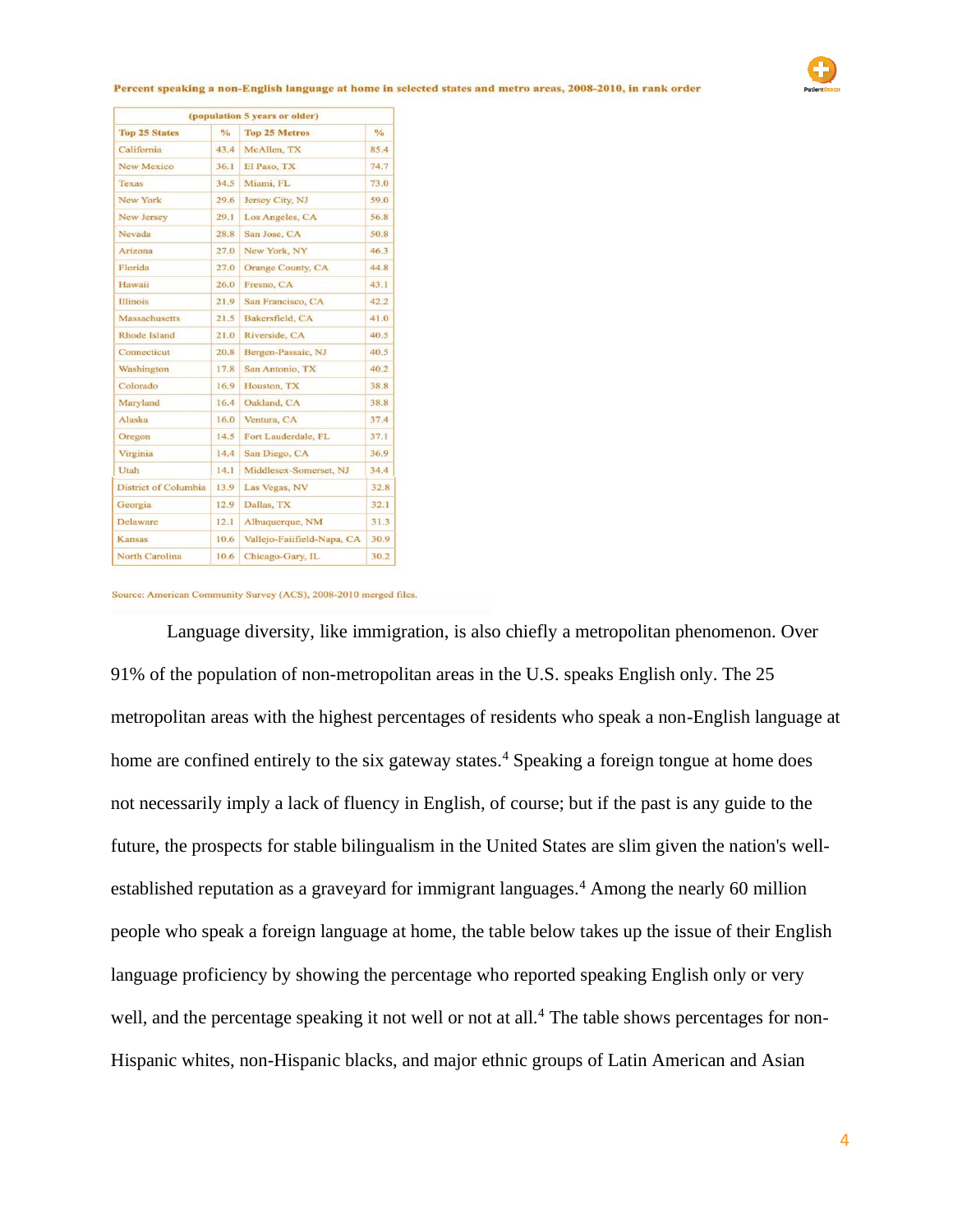**Percent speaking a non-English language at home in selected states and metro areas, 2008-2010, in rank order**

| (population 5 years or older) | | | |
|---|---|---|---|
| Top 25 States | % | Top 25 Metros | % |
| California | 43.4 | McAllen, TX | 85.4 |
| New Mexico | 36.1 | El Paso, TX | 74.7 |
| Texas | 34.5 | Miami, FL | 73.0 |
| New York | 29.6 | Jersey City, NJ | 59.0 |
| New Jersey | 29.1 | Los Angeles, CA | 56.8 |
| Nevada | 28.8 | San Jose, CA | 50.8 |
| Arizona | 27.0 | New York, NY | 46.3 |
| Florida | 27.0 | Orange County, CA | 44.8 |
| Hawaii | 26.0 | Fresno, CA | 43.1 |
| Illinois | 21.9 | San Francisco, CA | 42.2 |
| Massachusetts | 21.5 | Bakersfield, CA | 41.0 |
| Rhode Island | 21.0 | Riverside, CA | 40.5 |
| Connecticut | 20.8 | Bergen-Passaic, NJ | 40.5 |
| Washington | 17.8 | San Antonio, TX | 40.2 |
| Colorado | 16.9 | Houston, TX | 38.8 |
| Maryland | 16.4 | Oakland, CA | 38.8 |
| Alaska | 16.0 | Ventura, CA | 37.4 |
| Oregon | 14.5 | Fort Lauderdale, FL | 37.1 |
| Virginia | 14.4 | San Diego, CA | 36.9 |
| Utah | 14.1 | Middlesex-Somerset, NJ | 34.4 |
| District of Columbia | 13.9 | Las Vegas, NV | 32.8 |
| Georgia | 12.9 | Dallas, TX | 32.1 |
| Delaware | 12.1 | Albuquerque, NM | 31.3 |
| Kansas | 10.6 | Vallejo-Faiifield-Napa, CA | 30.9 |
| North Carolina | 10.6 | Chicago-Gary, IL | 30.2 |

Source: American Community Survey (ACS), 2008-2010 merged files.

Language diversity, like immigration, is also chiefly a metropolitan phenomenon. Over 91% of the population of non-metropolitan areas in the U.S. speaks English only. The 25 metropolitan areas with the highest percentages of residents who speak a non-English language at home are confined entirely to the six gateway states.[4] Speaking a foreign tongue at home does not necessarily imply a lack of fluency in English, of course; but if the past is any guide to the future, the prospects for stable bilingualism in the United States are slim given the nation's well-established reputation as a graveyard for immigrant languages.[4] Among the nearly 60 million people who speak a foreign language at home, the table below takes up the issue of their English language proficiency by showing the percentage who reported speaking English only or very well, and the percentage speaking it not well or not at all.[4] The table shows percentages for non-Hispanic whites, non-Hispanic blacks, and major ethnic groups of Latin American and Asian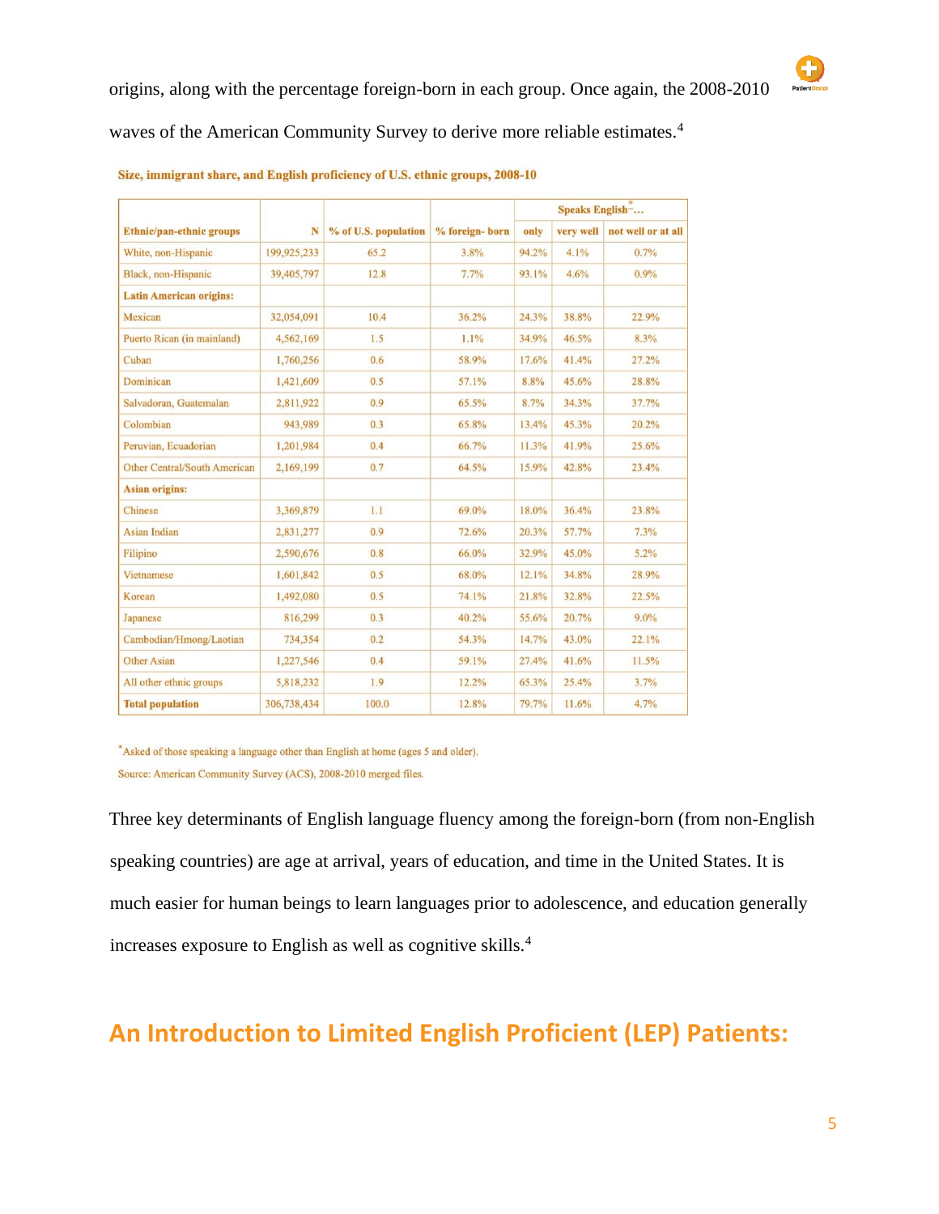origins, along with the percentage foreign-born in each group. Once again, the 2008-2010 waves of the American Community Survey to derive more reliable estimates.[4]

**Size, immigrant share, and English proficiency of U.S. ethnic groups, 2008-10**

| Ethnic/pan-ethnic groups | N | % of U.S. population | % foreign- born | Speaks English*... only | very well | not well or at all |
|---|---|---|---|---|---|---|
| White, non-Hispanic | 199,925,233 | 65.2 | 3.8% | 94.2% | 4.1% | 0.7% |
| Black, non-Hispanic | 39,405,797 | 12.8 | 7.7% | 93.1% | 4.6% | 0.9% |
| **Latin American origins:** | | | | | | |
| Mexican | 32,054,091 | 10.4 | 36.2% | 24.3% | 38.8% | 22.9% |
| Puerto Rican (in mainland) | 4,562,169 | 1.5 | 1.1% | 34.9% | 46.5% | 8.3% |
| Cuban | 1,760,256 | 0.6 | 58.9% | 17.6% | 41.4% | 27.2% |
| Dominican | 1,421,609 | 0.5 | 57.1% | 8.8% | 45.6% | 28.8% |
| Salvadoran, Guatemalan | 2,811,922 | 0.9 | 65.5% | 8.7% | 34.3% | 37.7% |
| Colombian | 943,989 | 0.3 | 65.8% | 13.4% | 45.3% | 20.2% |
| Peruvian, Ecuadorian | 1,201,984 | 0.4 | 66.7% | 11.3% | 41.9% | 25.6% |
| Other Central/South American | 2,169,199 | 0.7 | 64.5% | 15.9% | 42.8% | 23.4% |
| **Asian origins:** | | | | | | |
| Chinese | 3,369,879 | 1.1 | 69.0% | 18.0% | 36.4% | 23.8% |
| Asian Indian | 2,831,277 | 0.9 | 72.6% | 20.3% | 57.7% | 7.3% |
| Filipino | 2,590,676 | 0.8 | 66.0% | 32.9% | 45.0% | 5.2% |
| Vietnamese | 1,601,842 | 0.5 | 68.0% | 12.1% | 34.8% | 28.9% |
| Korean | 1,492,080 | 0.5 | 74.1% | 21.8% | 32.8% | 22.5% |
| Japanese | 816,299 | 0.3 | 40.2% | 55.6% | 20.7% | 9.0% |
| Cambodian/Hmong/Laotian | 734,354 | 0.2 | 54.3% | 14.7% | 43.0% | 22.1% |
| Other Asian | 1,227,546 | 0.4 | 59.1% | 27.4% | 41.6% | 11.5% |
| All other ethnic groups | 5,818,232 | 1.9 | 12.2% | 65.3% | 25.4% | 3.7% |
| **Total population** | 306,738,434 | 100.0 | 12.8% | 79.7% | 11.6% | 4.7% |

*Asked of those speaking a language other than English at home (ages 5 and older).

Source: American Community Survey (ACS), 2008-2010 merged files.

Three key determinants of English language fluency among the foreign-born (from non-English speaking countries) are age at arrival, years of education, and time in the United States. It is much easier for human beings to learn languages prior to adolescence, and education generally increases exposure to English as well as cognitive skills.[4]

## An Introduction to Limited English Proficient (LEP) Patients: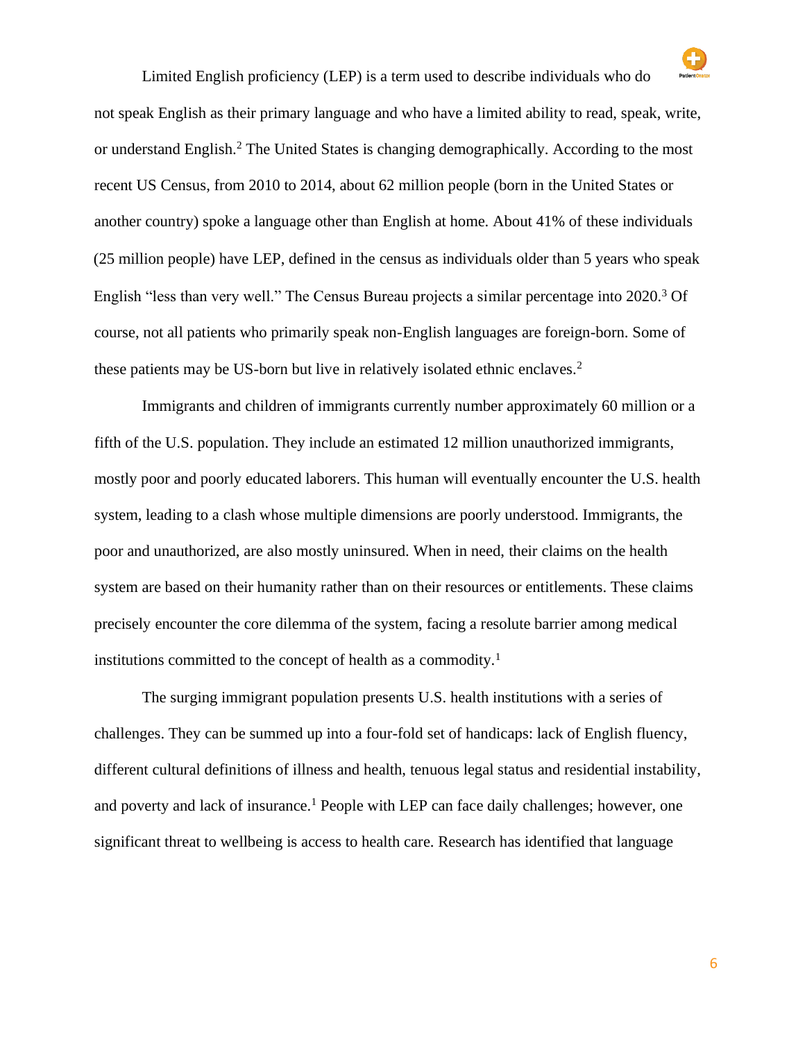Limited English proficiency (LEP) is a term used to describe individuals who do not speak English as their primary language and who have a limited ability to read, speak, write, or understand English.[2] The United States is changing demographically. According to the most recent US Census, from 2010 to 2014, about 62 million people (born in the United States or another country) spoke a language other than English at home. About 41% of these individuals (25 million people) have LEP, defined in the census as individuals older than 5 years who speak English "less than very well." The Census Bureau projects a similar percentage into 2020.[3] Of course, not all patients who primarily speak non-English languages are foreign-born. Some of these patients may be US-born but live in relatively isolated ethnic enclaves.[2]

Immigrants and children of immigrants currently number approximately 60 million or a fifth of the U.S. population. They include an estimated 12 million unauthorized immigrants, mostly poor and poorly educated laborers. This human will eventually encounter the U.S. health system, leading to a clash whose multiple dimensions are poorly understood. Immigrants, the poor and unauthorized, are also mostly uninsured. When in need, their claims on the health system are based on their humanity rather than on their resources or entitlements. These claims precisely encounter the core dilemma of the system, facing a resolute barrier among medical institutions committed to the concept of health as a commodity.[1]

The surging immigrant population presents U.S. health institutions with a series of challenges. They can be summed up into a four-fold set of handicaps: lack of English fluency, different cultural definitions of illness and health, tenuous legal status and residential instability, and poverty and lack of insurance.[1] People with LEP can face daily challenges; however, one significant threat to wellbeing is access to health care. Research has identified that language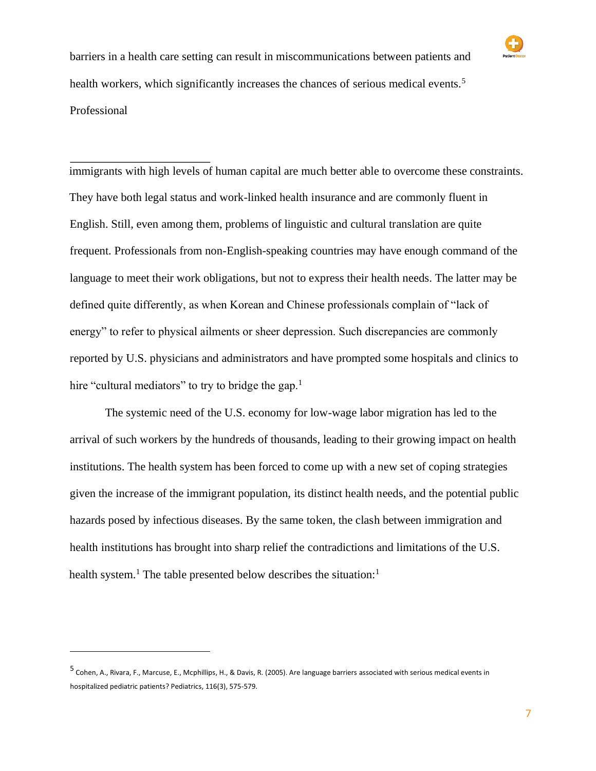barriers in a health care setting can result in miscommunications between patients and health workers, which significantly increases the chances of serious medical events.[5] Professional

immigrants with high levels of human capital are much better able to overcome these constraints. They have both legal status and work-linked health insurance and are commonly fluent in English. Still, even among them, problems of linguistic and cultural translation are quite frequent. Professionals from non-English-speaking countries may have enough command of the language to meet their work obligations, but not to express their health needs. The latter may be defined quite differently, as when Korean and Chinese professionals complain of "lack of energy" to refer to physical ailments or sheer depression. Such discrepancies are commonly reported by U.S. physicians and administrators and have prompted some hospitals and clinics to hire "cultural mediators" to try to bridge the gap.[1]

The systemic need of the U.S. economy for low-wage labor migration has led to the arrival of such workers by the hundreds of thousands, leading to their growing impact on health institutions. The health system has been forced to come up with a new set of coping strategies given the increase of the immigrant population, its distinct health needs, and the potential public hazards posed by infectious diseases. By the same token, the clash between immigration and health institutions has brought into sharp relief the contradictions and limitations of the U.S. health system.[1] The table presented below describes the situation:[1]

---

[5] Cohen, A., Rivara, F., Marcuse, E., Mcphillips, H., & Davis, R. (2005). Are language barriers associated with serious medical events in hospitalized pediatric patients? Pediatrics, 116(3), 575-579.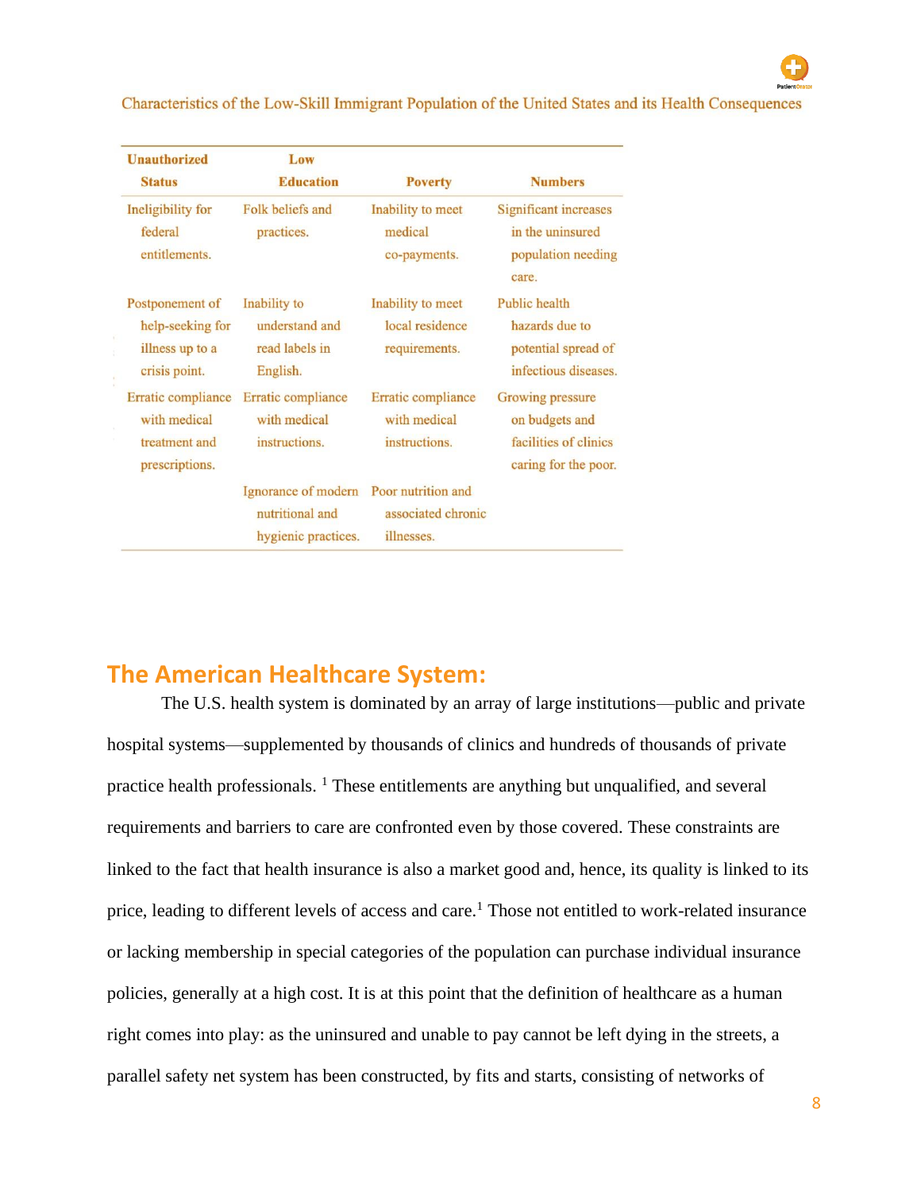Characteristics of the Low-Skill Immigrant Population of the United States and its Health Consequences

| Unauthorized Status | Low Education | Poverty | Numbers |
|---|---|---|---|
| Ineligibility for federal entitlements. | Folk beliefs and practices. | Inability to meet medical co-payments. | Significant increases in the uninsured population needing care. |
| Postponement of help-seeking for illness up to a crisis point. | Inability to understand and read labels in English. | Inability to meet local residence requirements. | Public health hazards due to potential spread of infectious diseases. |
| Erratic compliance with medical treatment and prescriptions. | Erratic compliance with medical instructions. | Erratic compliance with medical instructions. | Growing pressure on budgets and facilities of clinics caring for the poor. |
| | Ignorance of modern nutritional and hygienic practices. | Poor nutrition and associated chronic illnesses. | |

## The American Healthcare System:

The U.S. health system is dominated by an array of large institutions—public and private hospital systems—supplemented by thousands of clinics and hundreds of thousands of private practice health professionals. [1] These entitlements are anything but unqualified, and several requirements and barriers to care are confronted even by those covered. These constraints are linked to the fact that health insurance is also a market good and, hence, its quality is linked to its price, leading to different levels of access and care.[1] Those not entitled to work-related insurance or lacking membership in special categories of the population can purchase individual insurance policies, generally at a high cost. It is at this point that the definition of healthcare as a human right comes into play: as the uninsured and unable to pay cannot be left dying in the streets, a parallel safety net system has been constructed, by fits and starts, consisting of networks of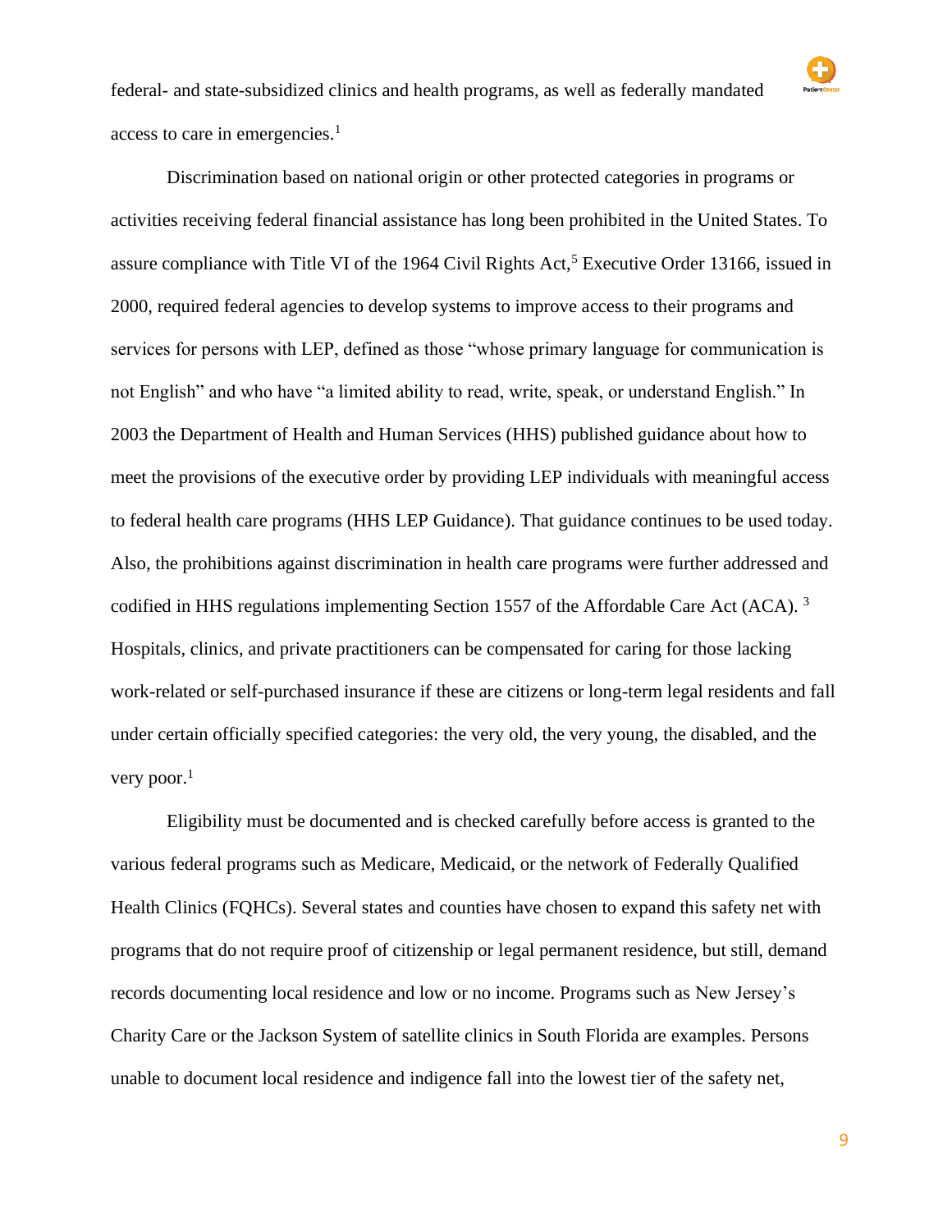federal- and state-subsidized clinics and health programs, as well as federally mandated access to care in emergencies.[1]

Discrimination based on national origin or other protected categories in programs or activities receiving federal financial assistance has long been prohibited in the United States. To assure compliance with Title VI of the 1964 Civil Rights Act,[5] Executive Order 13166, issued in 2000, required federal agencies to develop systems to improve access to their programs and services for persons with LEP, defined as those "whose primary language for communication is not English" and who have "a limited ability to read, write, speak, or understand English." In 2003 the Department of Health and Human Services (HHS) published guidance about how to meet the provisions of the executive order by providing LEP individuals with meaningful access to federal health care programs (HHS LEP Guidance). That guidance continues to be used today. Also, the prohibitions against discrimination in health care programs were further addressed and codified in HHS regulations implementing Section 1557 of the Affordable Care Act (ACA). [3] Hospitals, clinics, and private practitioners can be compensated for caring for those lacking work-related or self-purchased insurance if these are citizens or long-term legal residents and fall under certain officially specified categories: the very old, the very young, the disabled, and the very poor.[1]

Eligibility must be documented and is checked carefully before access is granted to the various federal programs such as Medicare, Medicaid, or the network of Federally Qualified Health Clinics (FQHCs). Several states and counties have chosen to expand this safety net with programs that do not require proof of citizenship or legal permanent residence, but still, demand records documenting local residence and low or no income. Programs such as New Jersey's Charity Care or the Jackson System of satellite clinics in South Florida are examples. Persons unable to document local residence and indigence fall into the lowest tier of the safety net,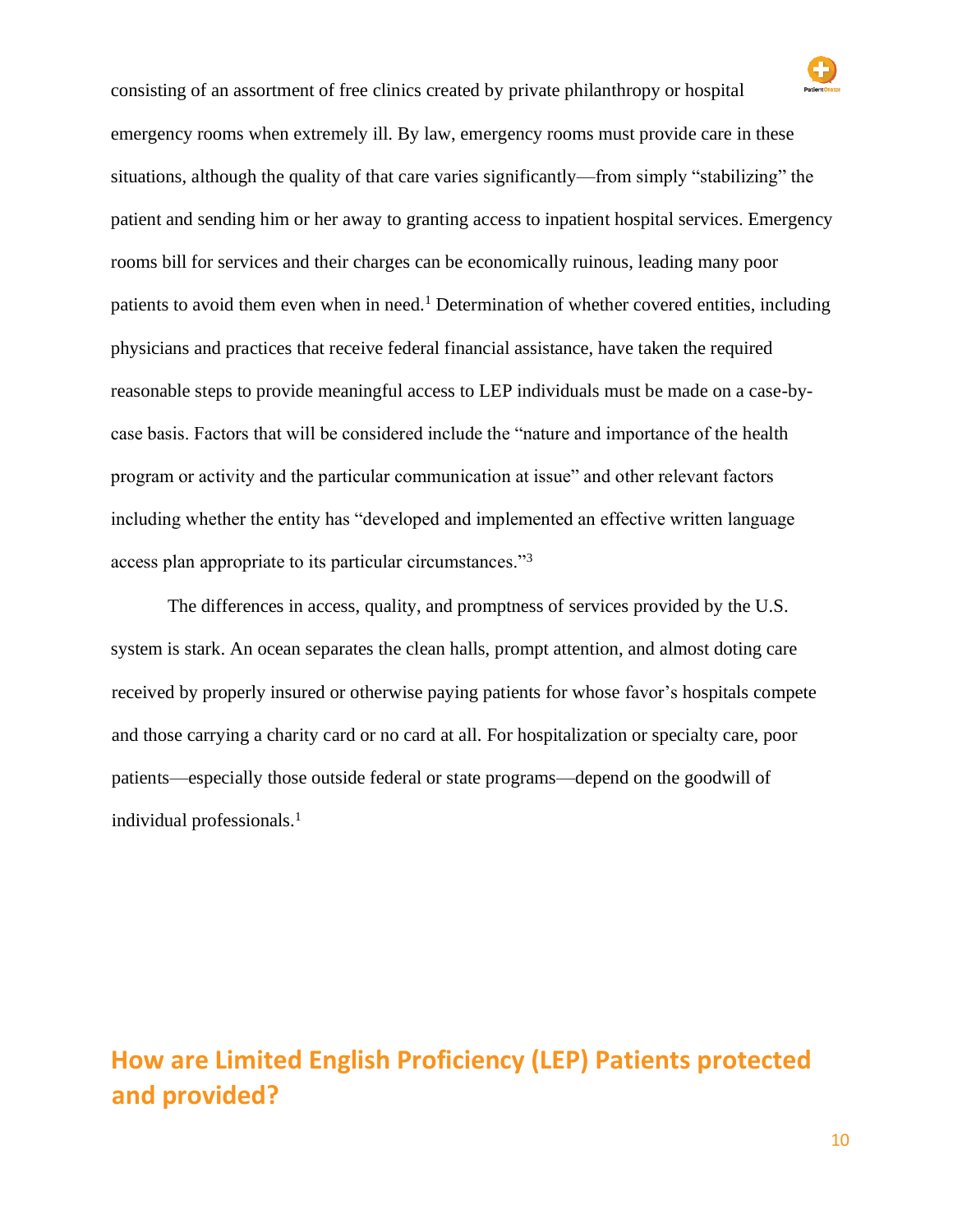consisting of an assortment of free clinics created by private philanthropy or hospital emergency rooms when extremely ill. By law, emergency rooms must provide care in these situations, although the quality of that care varies significantly—from simply "stabilizing" the patient and sending him or her away to granting access to inpatient hospital services. Emergency rooms bill for services and their charges can be economically ruinous, leading many poor patients to avoid them even when in need.[1] Determination of whether covered entities, including physicians and practices that receive federal financial assistance, have taken the required reasonable steps to provide meaningful access to LEP individuals must be made on a case-by-case basis. Factors that will be considered include the "nature and importance of the health program or activity and the particular communication at issue" and other relevant factors including whether the entity has "developed and implemented an effective written language access plan appropriate to its particular circumstances."[3]

The differences in access, quality, and promptness of services provided by the U.S. system is stark. An ocean separates the clean halls, prompt attention, and almost doting care received by properly insured or otherwise paying patients for whose favor's hospitals compete and those carrying a charity card or no card at all. For hospitalization or specialty care, poor patients—especially those outside federal or state programs—depend on the goodwill of individual professionals.[1]

## How are Limited English Proficiency (LEP) Patients protected and provided?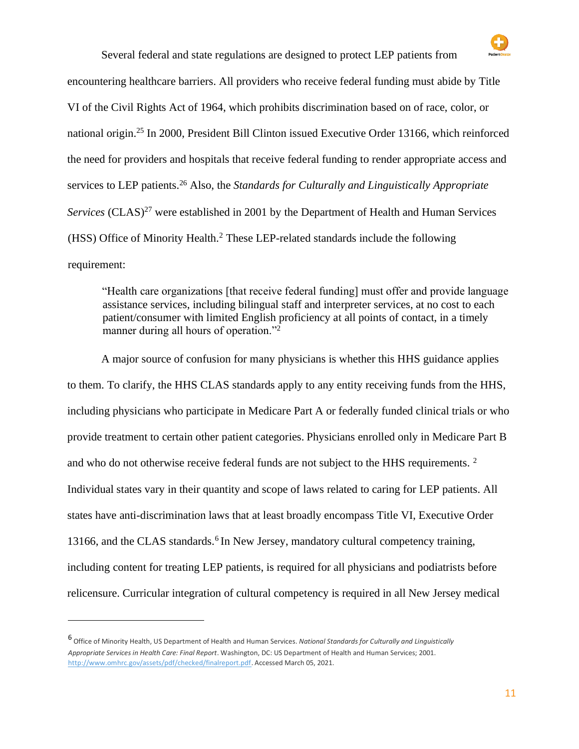Several federal and state regulations are designed to protect LEP patients from encountering healthcare barriers. All providers who receive federal funding must abide by Title VI of the Civil Rights Act of 1964, which prohibits discrimination based on of race, color, or national origin.[25] In 2000, President Bill Clinton issued Executive Order 13166, which reinforced the need for providers and hospitals that receive federal funding to render appropriate access and services to LEP patients.[26] Also, the *Standards for Culturally and Linguistically Appropriate Services* (CLAS)[27] were established in 2001 by the Department of Health and Human Services (HSS) Office of Minority Health.[2] These LEP-related standards include the following requirement:

> "Health care organizations [that receive federal funding] must offer and provide language assistance services, including bilingual staff and interpreter services, at no cost to each patient/consumer with limited English proficiency at all points of contact, in a timely manner during all hours of operation."[2]

A major source of confusion for many physicians is whether this HHS guidance applies to them. To clarify, the HHS CLAS standards apply to any entity receiving funds from the HHS, including physicians who participate in Medicare Part A or federally funded clinical trials or who provide treatment to certain other patient categories. Physicians enrolled only in Medicare Part B and who do not otherwise receive federal funds are not subject to the HHS requirements. [2] Individual states vary in their quantity and scope of laws related to caring for LEP patients. All states have anti-discrimination laws that at least broadly encompass Title VI, Executive Order 13166, and the CLAS standards.[6] In New Jersey, mandatory cultural competency training, including content for treating LEP patients, is required for all physicians and podiatrists before relicensure. Curricular integration of cultural competency is required in all New Jersey medical

---

[6] Office of Minority Health, US Department of Health and Human Services. *National Standards for Culturally and Linguistically Appropriate Services in Health Care: Final Report*. Washington, DC: US Department of Health and Human Services; 2001. http://www.omhrc.gov/assets/pdf/checked/finalreport.pdf. Accessed March 05, 2021.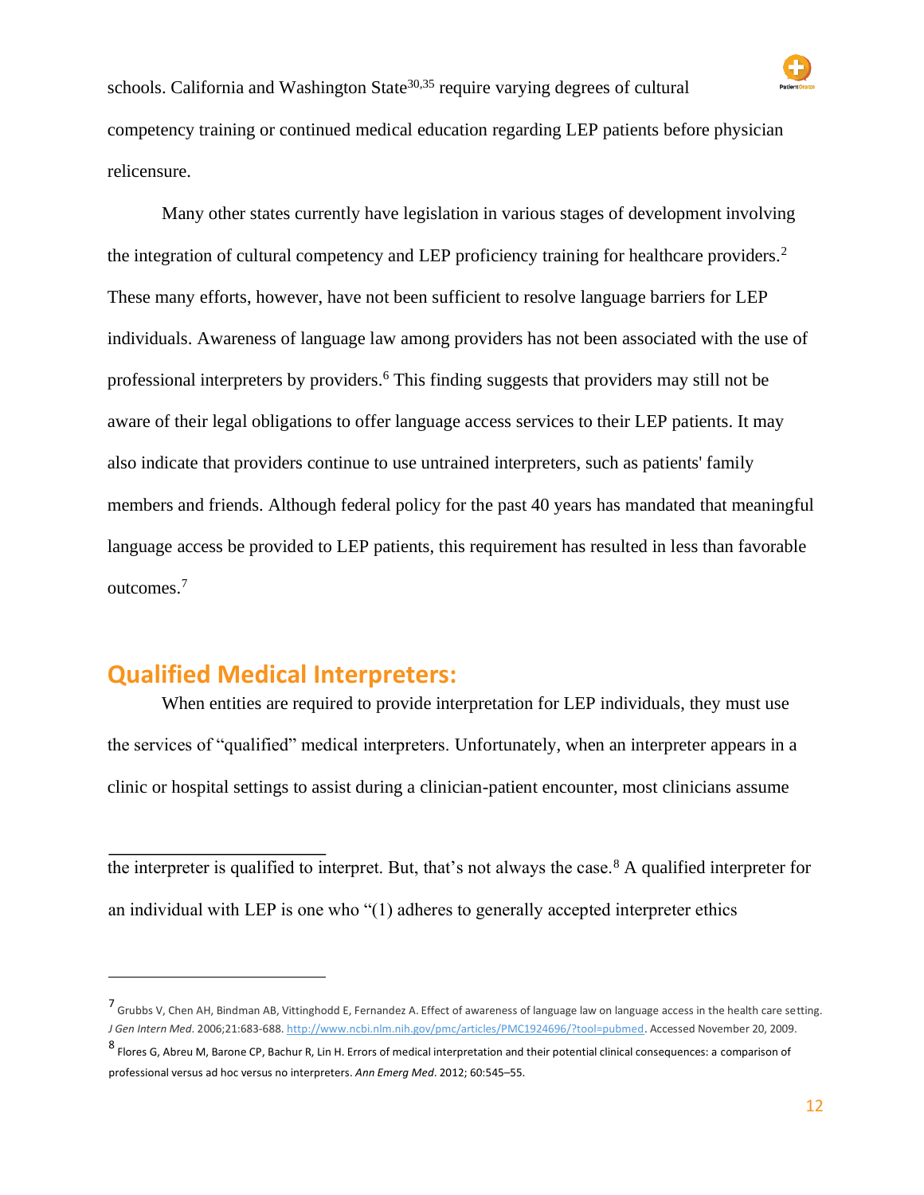schools. California and Washington State[30,35] require varying degrees of cultural competency training or continued medical education regarding LEP patients before physician relicensure.

Many other states currently have legislation in various stages of development involving the integration of cultural competency and LEP proficiency training for healthcare providers.[2] These many efforts, however, have not been sufficient to resolve language barriers for LEP individuals. Awareness of language law among providers has not been associated with the use of professional interpreters by providers.[6] This finding suggests that providers may still not be aware of their legal obligations to offer language access services to their LEP patients. It may also indicate that providers continue to use untrained interpreters, such as patients' family members and friends. Although federal policy for the past 40 years has mandated that meaningful language access be provided to LEP patients, this requirement has resulted in less than favorable outcomes.[7]

## Qualified Medical Interpreters:

When entities are required to provide interpretation for LEP individuals, they must use the services of "qualified" medical interpreters. Unfortunately, when an interpreter appears in a clinic or hospital settings to assist during a clinician-patient encounter, most clinicians assume the interpreter is qualified to interpret. But, that's not always the case.[8] A qualified interpreter for an individual with LEP is one who "(1) adheres to generally accepted interpreter ethics

---

[7] Grubbs V, Chen AH, Bindman AB, Vittinghodd E, Fernandez A. Effect of awareness of language law on language access in the health care setting. *J Gen Intern Med*. 2006;21:683-688. http://www.ncbi.nlm.nih.gov/pmc/articles/PMC1924696/?tool=pubmed. Accessed November 20, 2009.

[8] Flores G, Abreu M, Barone CP, Bachur R, Lin H. Errors of medical interpretation and their potential clinical consequences: a comparison of professional versus ad hoc versus no interpreters. *Ann Emerg Med*. 2012; 60:545–55.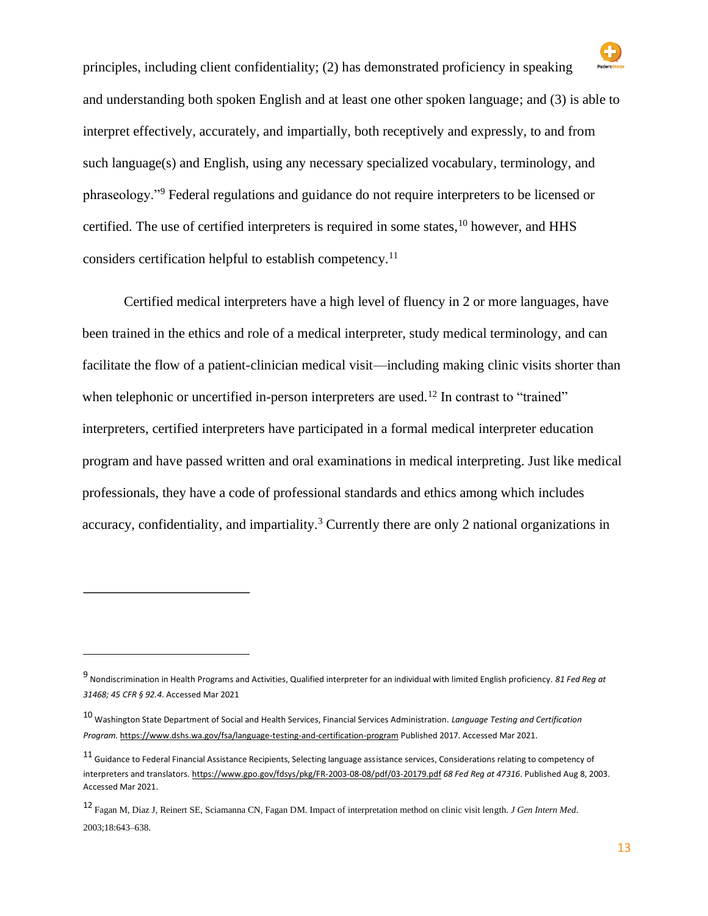principles, including client confidentiality; (2) has demonstrated proficiency in speaking and understanding both spoken English and at least one other spoken language; and (3) is able to interpret effectively, accurately, and impartially, both receptively and expressly, to and from such language(s) and English, using any necessary specialized vocabulary, terminology, and phraseology."[9] Federal regulations and guidance do not require interpreters to be licensed or certified. The use of certified interpreters is required in some states,[10] however, and HHS considers certification helpful to establish competency.[11]

Certified medical interpreters have a high level of fluency in 2 or more languages, have been trained in the ethics and role of a medical interpreter, study medical terminology, and can facilitate the flow of a patient-clinician medical visit—including making clinic visits shorter than when telephonic or uncertified in-person interpreters are used.[12] In contrast to "trained" interpreters, certified interpreters have participated in a formal medical interpreter education program and have passed written and oral examinations in medical interpreting. Just like medical professionals, they have a code of professional standards and ethics among which includes accuracy, confidentiality, and impartiality.[3] Currently there are only 2 national organizations in

---

[9] Nondiscrimination in Health Programs and Activities, Qualified interpreter for an individual with limited English proficiency. *81 Fed Reg at 31468; 45 CFR § 92.4*. Accessed Mar 2021

[10] Washington State Department of Social and Health Services, Financial Services Administration. *Language Testing and Certification Program*. https://www.dshs.wa.gov/fsa/language-testing-and-certification-program Published 2017. Accessed Mar 2021.

[11] Guidance to Federal Financial Assistance Recipients, Selecting language assistance services, Considerations relating to competency of interpreters and translators. https://www.gpo.gov/fdsys/pkg/FR-2003-08-08/pdf/03-20179.pdf *68 Fed Reg at 47316*. Published Aug 8, 2003. Accessed Mar 2021.

[12] Fagan M, Diaz J, Reinert SE, Sciamanna CN, Fagan DM. Impact of interpretation method on clinic visit length. *J Gen Intern Med*. 2003;18:643–638.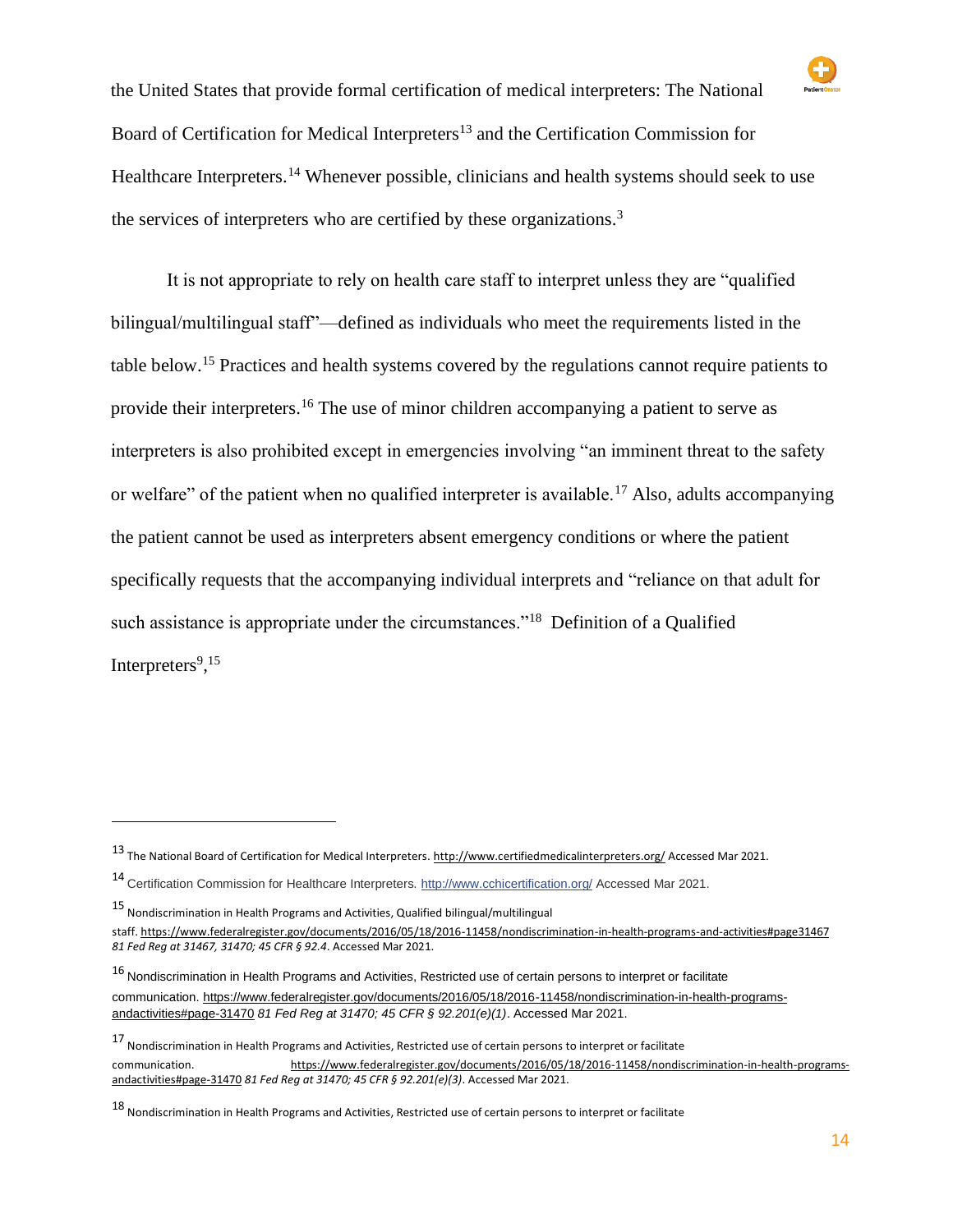the United States that provide formal certification of medical interpreters: The National Board of Certification for Medical Interpreters[13] and the Certification Commission for Healthcare Interpreters.[14] Whenever possible, clinicians and health systems should seek to use the services of interpreters who are certified by these organizations.[3]

It is not appropriate to rely on health care staff to interpret unless they are "qualified bilingual/multilingual staff"—defined as individuals who meet the requirements listed in the table below.[15] Practices and health systems covered by the regulations cannot require patients to provide their interpreters.[16] The use of minor children accompanying a patient to serve as interpreters is also prohibited except in emergencies involving "an imminent threat to the safety or welfare" of the patient when no qualified interpreter is available.[17] Also, adults accompanying the patient cannot be used as interpreters absent emergency conditions or where the patient specifically requests that the accompanying individual interprets and "reliance on that adult for such assistance is appropriate under the circumstances."[18] Definition of a Qualified Interpreters[9],[15]

---

[13] The National Board of Certification for Medical Interpreters. http://www.certifiedmedicalinterpreters.org/ Accessed Mar 2021.

[14] Certification Commission for Healthcare Interpreters. http://www.cchicertification.org/ Accessed Mar 2021.

[15] Nondiscrimination in Health Programs and Activities, Qualified bilingual/multilingual staff. https://www.federalregister.gov/documents/2016/05/18/2016-11458/nondiscrimination-in-health-programs-and-activities#page31467 *81 Fed Reg at 31467, 31470; 45 CFR § 92.4*. Accessed Mar 2021.

[16] Nondiscrimination in Health Programs and Activities, Restricted use of certain persons to interpret or facilitate communication. https://www.federalregister.gov/documents/2016/05/18/2016-11458/nondiscrimination-in-health-programs-andactivities#page-31470 *81 Fed Reg at 31470; 45 CFR § 92.201(e)(1)*. Accessed Mar 2021.

[17] Nondiscrimination in Health Programs and Activities, Restricted use of certain persons to interpret or facilitate communication. https://www.federalregister.gov/documents/2016/05/18/2016-11458/nondiscrimination-in-health-programs-andactivities#page-31470 *81 Fed Reg at 31470; 45 CFR § 92.201(e)(3)*. Accessed Mar 2021.

[18] Nondiscrimination in Health Programs and Activities, Restricted use of certain persons to interpret or facilitate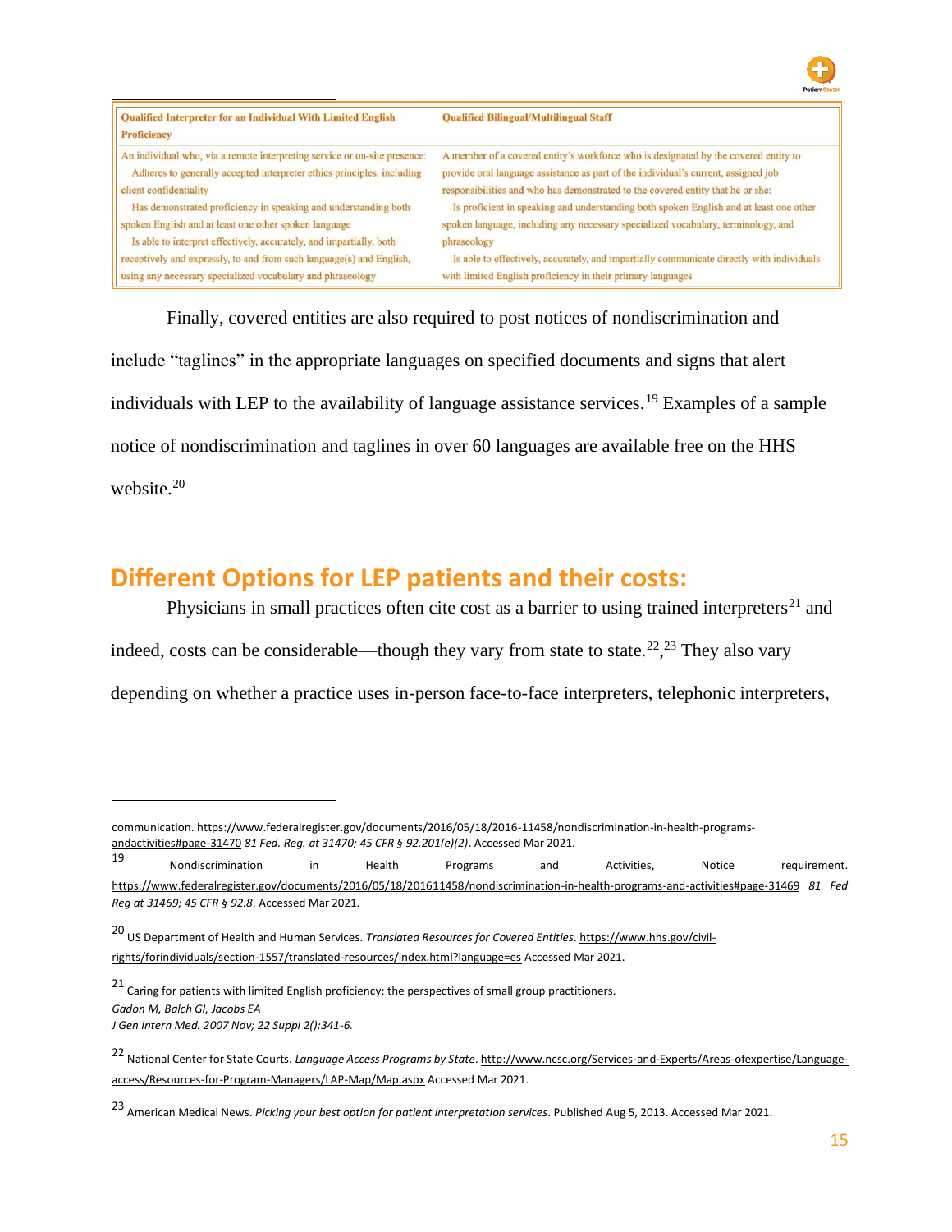| Qualified Interpreter for an Individual With Limited English Proficiency | Qualified Bilingual/Multilingual Staff |
|---|---|
| An individual who, via a remote interpreting service or on-site presence: Adheres to generally accepted interpreter ethics principles, including client confidentiality Has demonstrated proficiency in speaking and understanding both spoken English and at least one other spoken language Is able to interpret effectively, accurately, and impartially, both receptively and expressly, to and from such language(s) and English, using any necessary specialized vocabulary and phraseology | A member of a covered entity's workforce who is designated by the covered entity to provide oral language assistance as part of the individual's current, assigned job responsibilities and who has demonstrated to the covered entity that he or she: Is proficient in speaking and understanding both spoken English and at least one other spoken language, including any necessary specialized vocabulary, terminology, and phraseology Is able to effectively, accurately, and impartially communicate directly with individuals with limited English proficiency in their primary languages |

Finally, covered entities are also required to post notices of nondiscrimination and include "taglines" in the appropriate languages on specified documents and signs that alert individuals with LEP to the availability of language assistance services.[19] Examples of a sample notice of nondiscrimination and taglines in over 60 languages are available free on the HHS website.[20]

## Different Options for LEP patients and their costs:

Physicians in small practices often cite cost as a barrier to using trained interpreters[21] and indeed, costs can be considerable—though they vary from state to state.[22],[23] They also vary depending on whether a practice uses in-person face-to-face interpreters, telephonic interpreters,

---

communication. https://www.federalregister.gov/documents/2016/05/18/2016-11458/nondiscrimination-in-health-programs-andactivities#page-31470 *81 Fed. Reg. at 31470; 45 CFR § 92.201(e)(2)*. Accessed Mar 2021.

[19] Nondiscrimination in Health Programs and Activities, Notice requirement. https://www.federalregister.gov/documents/2016/05/18/201611458/nondiscrimination-in-health-programs-and-activities#page-31469 *81 Fed Reg at 31469; 45 CFR § 92.8*. Accessed Mar 2021.

[20] US Department of Health and Human Services. *Translated Resources for Covered Entities*. https://www.hhs.gov/civil-rights/forindividuals/section-1557/translated-resources/index.html?language=es Accessed Mar 2021.

[21] Caring for patients with limited English proficiency: the perspectives of small group practitioners.
*Gadon M, Balch GI, Jacobs EA*
*J Gen Intern Med. 2007 Nov; 22 Suppl 2():341-6.*

[22] National Center for State Courts. *Language Access Programs by State*. http://www.ncsc.org/Services-and-Experts/Areas-ofexpertise/Language-access/Resources-for-Program-Managers/LAP-Map/Map.aspx Accessed Mar 2021.

[23] American Medical News. *Picking your best option for patient interpretation services*. Published Aug 5, 2013. Accessed Mar 2021.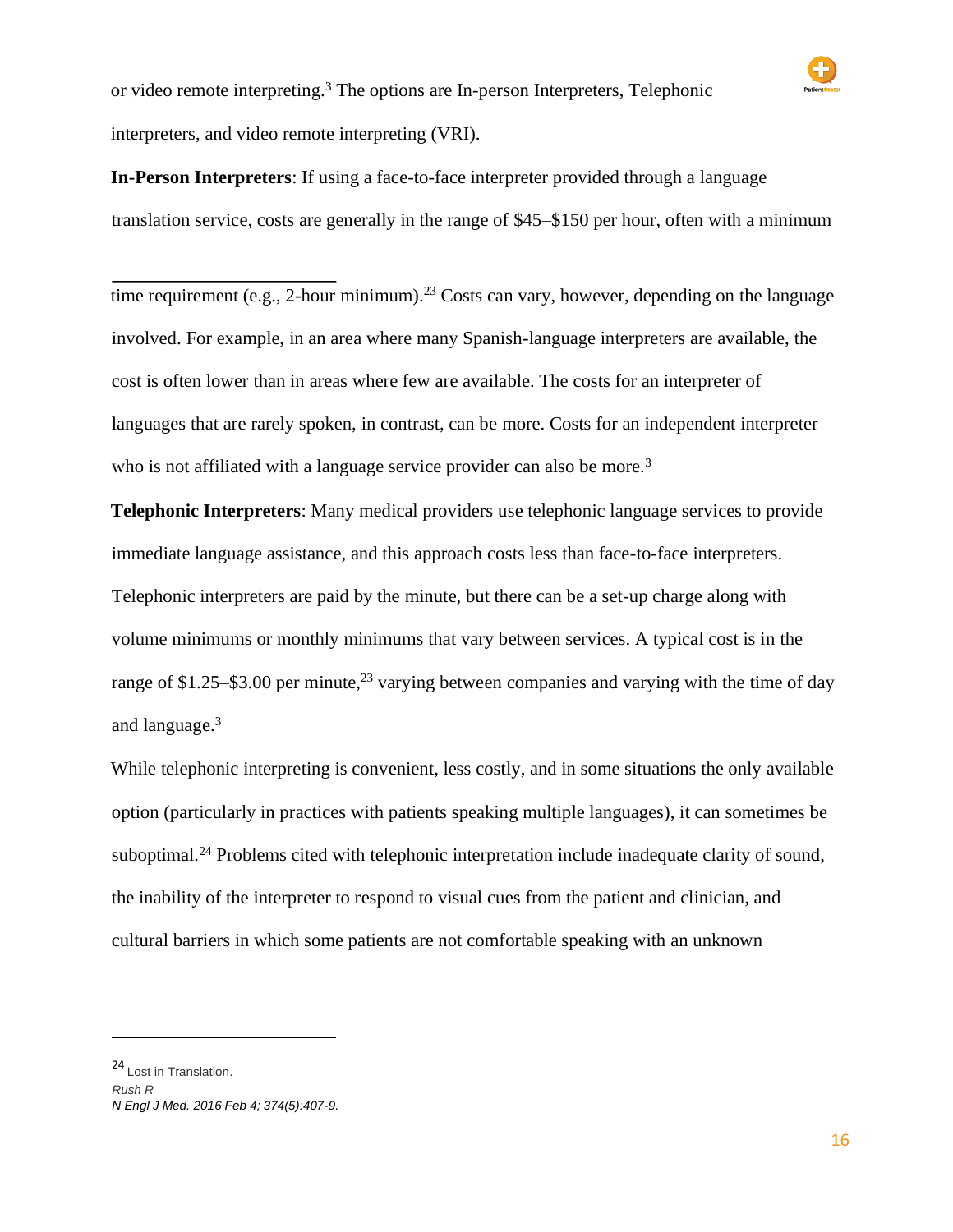or video remote interpreting.[3] The options are In-person Interpreters, Telephonic interpreters, and video remote interpreting (VRI).

**In-Person Interpreters**: If using a face-to-face interpreter provided through a language translation service, costs are generally in the range of $45–$150 per hour, often with a minimum time requirement (e.g., 2-hour minimum).[23] Costs can vary, however, depending on the language involved. For example, in an area where many Spanish-language interpreters are available, the cost is often lower than in areas where few are available. The costs for an interpreter of languages that are rarely spoken, in contrast, can be more. Costs for an independent interpreter who is not affiliated with a language service provider can also be more.[3]

**Telephonic Interpreters**: Many medical providers use telephonic language services to provide immediate language assistance, and this approach costs less than face-to-face interpreters. Telephonic interpreters are paid by the minute, but there can be a set-up charge along with volume minimums or monthly minimums that vary between services. A typical cost is in the range of $1.25–$3.00 per minute,[23] varying between companies and varying with the time of day and language.[3]

While telephonic interpreting is convenient, less costly, and in some situations the only available option (particularly in practices with patients speaking multiple languages), it can sometimes be suboptimal.[24] Problems cited with telephonic interpretation include inadequate clarity of sound, the inability of the interpreter to respond to visual cues from the patient and clinician, and cultural barriers in which some patients are not comfortable speaking with an unknown

---

[24] Lost in Translation.
*Rush R*
*N Engl J Med. 2016 Feb 4; 374(5):407-9.*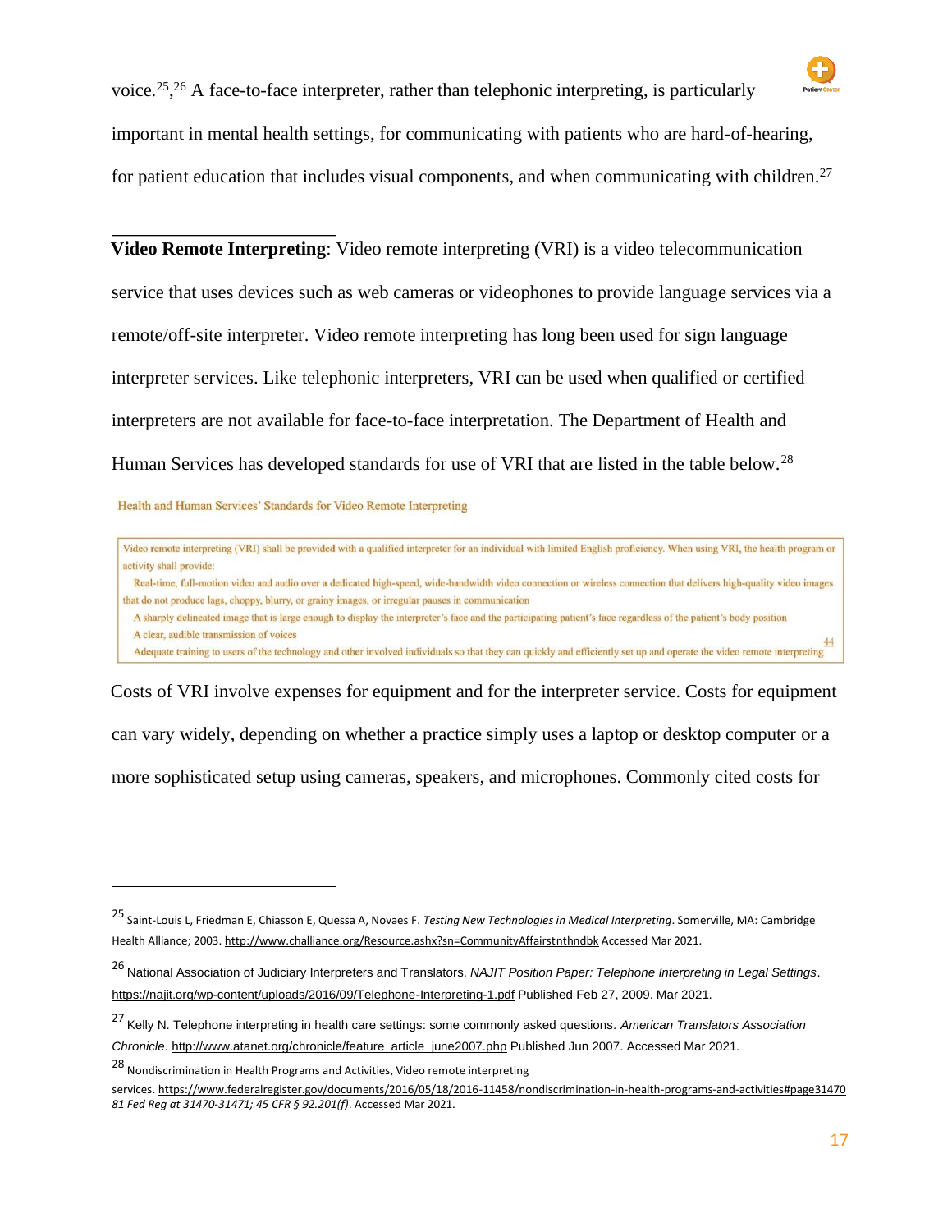voice.[25],[26] A face-to-face interpreter, rather than telephonic interpreting, is particularly important in mental health settings, for communicating with patients who are hard-of-hearing, for patient education that includes visual components, and when communicating with children.[27]

**Video Remote Interpreting**: Video remote interpreting (VRI) is a video telecommunication service that uses devices such as web cameras or videophones to provide language services via a remote/off-site interpreter. Video remote interpreting has long been used for sign language interpreter services. Like telephonic interpreters, VRI can be used when qualified or certified interpreters are not available for face-to-face interpretation. The Department of Health and Human Services has developed standards for use of VRI that are listed in the table below.[28]

Health and Human Services' Standards for Video Remote Interpreting

| Video remote interpreting (VRI) shall be provided with a qualified interpreter for an individual with limited English proficiency. When using VRI, the health program or activity shall provide: |
|---|
| Real-time, full-motion video and audio over a dedicated high-speed, wide-bandwidth video connection or wireless connection that delivers high-quality video images that do not produce lags, choppy, blurry, or grainy images, or irregular pauses in communication |
| A sharply delineated image that is large enough to display the interpreter's face and the participating patient's face regardless of the patient's body position |
| A clear, audible transmission of voices |
| Adequate training to users of the technology and other involved individuals so that they can quickly and efficiently set up and operate the video remote interpreting [44] |

Costs of VRI involve expenses for equipment and for the interpreter service. Costs for equipment can vary widely, depending on whether a practice simply uses a laptop or desktop computer or a more sophisticated setup using cameras, speakers, and microphones. Commonly cited costs for

---

[25] Saint-Louis L, Friedman E, Chiasson E, Quessa A, Novaes F. *Testing New Technologies in Medical Interpreting*. Somerville, MA: Cambridge Health Alliance; 2003. http://www.challiance.org/Resource.ashx?sn=CommunityAffairstnthndbk Accessed Mar 2021.

[26] National Association of Judiciary Interpreters and Translators. *NAJIT Position Paper: Telephone Interpreting in Legal Settings*. https://najit.org/wp-content/uploads/2016/09/Telephone-Interpreting-1.pdf Published Feb 27, 2009. Mar 2021.

[27] Kelly N. Telephone interpreting in health care settings: some commonly asked questions. *American Translators Association Chronicle*. http://www.atanet.org/chronicle/feature_article_june2007.php Published Jun 2007. Accessed Mar 2021.

[28] Nondiscrimination in Health Programs and Activities, Video remote interpreting services. https://www.federalregister.gov/documents/2016/05/18/2016-11458/nondiscrimination-in-health-programs-and-activities#page31470 *81 Fed Reg at 31470-31471; 45 CFR § 92.201(f)*. Accessed Mar 2021.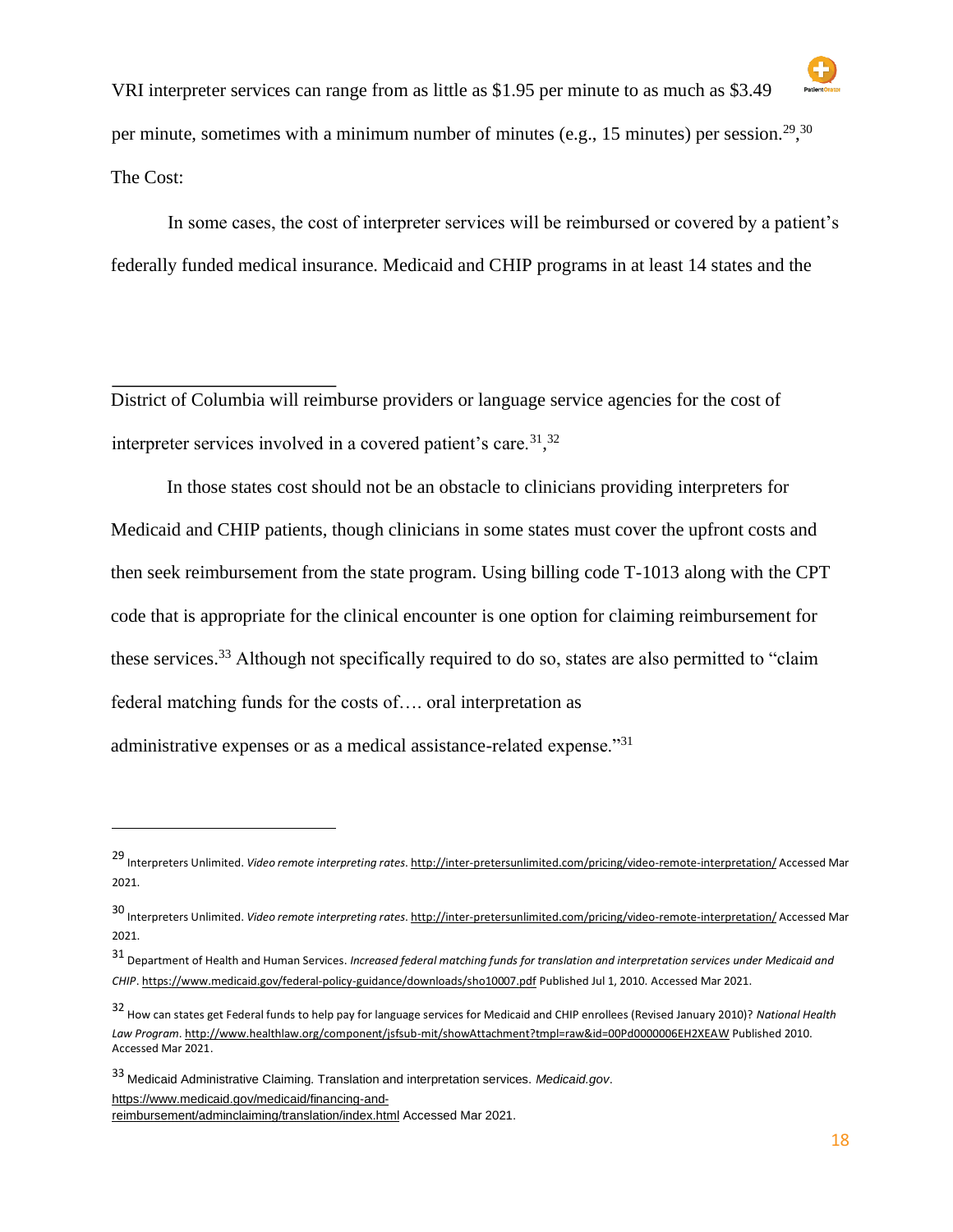VRI interpreter services can range from as little as $1.95 per minute to as much as $3.49 per minute, sometimes with a minimum number of minutes (e.g., 15 minutes) per session.[29],[30]

The Cost:

In some cases, the cost of interpreter services will be reimbursed or covered by a patient's federally funded medical insurance. Medicaid and CHIP programs in at least 14 states and the District of Columbia will reimburse providers or language service agencies for the cost of interpreter services involved in a covered patient's care.[31],[32]

In those states cost should not be an obstacle to clinicians providing interpreters for Medicaid and CHIP patients, though clinicians in some states must cover the upfront costs and then seek reimbursement from the state program. Using billing code T-1013 along with the CPT code that is appropriate for the clinical encounter is one option for claiming reimbursement for these services.[33] Although not specifically required to do so, states are also permitted to "claim federal matching funds for the costs of…. oral interpretation as administrative expenses or as a medical assistance-related expense."[31]

---

[29] Interpreters Unlimited. *Video remote interpreting rates*. http://inter-pretersunlimited.com/pricing/video-remote-interpretation/ Accessed Mar 2021.

[30] Interpreters Unlimited. *Video remote interpreting rates*. http://inter-pretersunlimited.com/pricing/video-remote-interpretation/ Accessed Mar 2021.

[31] Department of Health and Human Services. *Increased federal matching funds for translation and interpretation services under Medicaid and CHIP*. https://www.medicaid.gov/federal-policy-guidance/downloads/sho10007.pdf Published Jul 1, 2010. Accessed Mar 2021.

[32] How can states get Federal funds to help pay for language services for Medicaid and CHIP enrollees (Revised January 2010)? *National Health Law Program*. http://www.healthlaw.org/component/jsfsub-mit/showAttachment?tmpl=raw&id=00Pd0000006EH2XEAW Published 2010. Accessed Mar 2021.

[33] Medicaid Administrative Claiming. Translation and interpretation services. *Medicaid.gov*. https://www.medicaid.gov/medicaid/financing-and-reimbursement/adminclaiming/translation/index.html Accessed Mar 2021.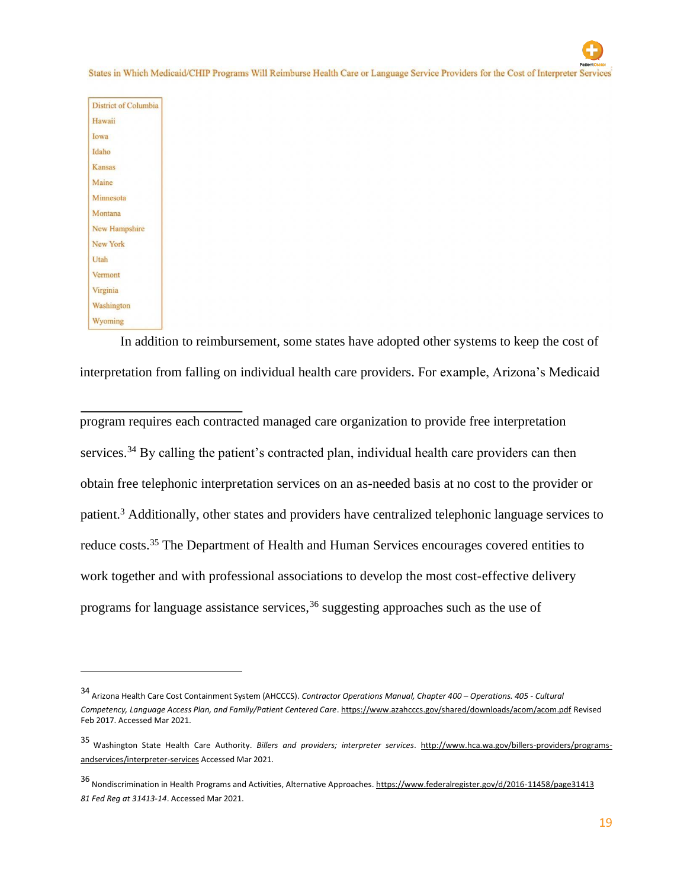States in Which Medicaid/CHIP Programs Will Reimburse Health Care or Language Service Providers for the Cost of Interpreter Services

| District of Columbia |
| --- |
| Hawaii |
| Iowa |
| Idaho |
| Kansas |
| Maine |
| Minnesota |
| Montana |
| New Hampshire |
| New York |
| Utah |
| Vermont |
| Virginia |
| Washington |
| Wyoming |

In addition to reimbursement, some states have adopted other systems to keep the cost of interpretation from falling on individual health care providers. For example, Arizona's Medicaid program requires each contracted managed care organization to provide free interpretation services.[34] By calling the patient's contracted plan, individual health care providers can then obtain free telephonic interpretation services on an as-needed basis at no cost to the provider or patient.[3] Additionally, other states and providers have centralized telephonic language services to reduce costs.[35] The Department of Health and Human Services encourages covered entities to work together and with professional associations to develop the most cost-effective delivery programs for language assistance services,[36] suggesting approaches such as the use of

---

[34] Arizona Health Care Cost Containment System (AHCCCS). *Contractor Operations Manual, Chapter 400 – Operations. 405 - Cultural Competency, Language Access Plan, and Family/Patient Centered Care*. https://www.azahcccs.gov/shared/downloads/acom/acom.pdf Revised Feb 2017. Accessed Mar 2021.

[35] Washington State Health Care Authority. *Billers and providers; interpreter services*. http://www.hca.wa.gov/billers-providers/programs-andservices/interpreter-services Accessed Mar 2021.

[36] Nondiscrimination in Health Programs and Activities, Alternative Approaches. https://www.federalregister.gov/d/2016-11458/page31413 *81 Fed Reg at 31413-14*. Accessed Mar 2021.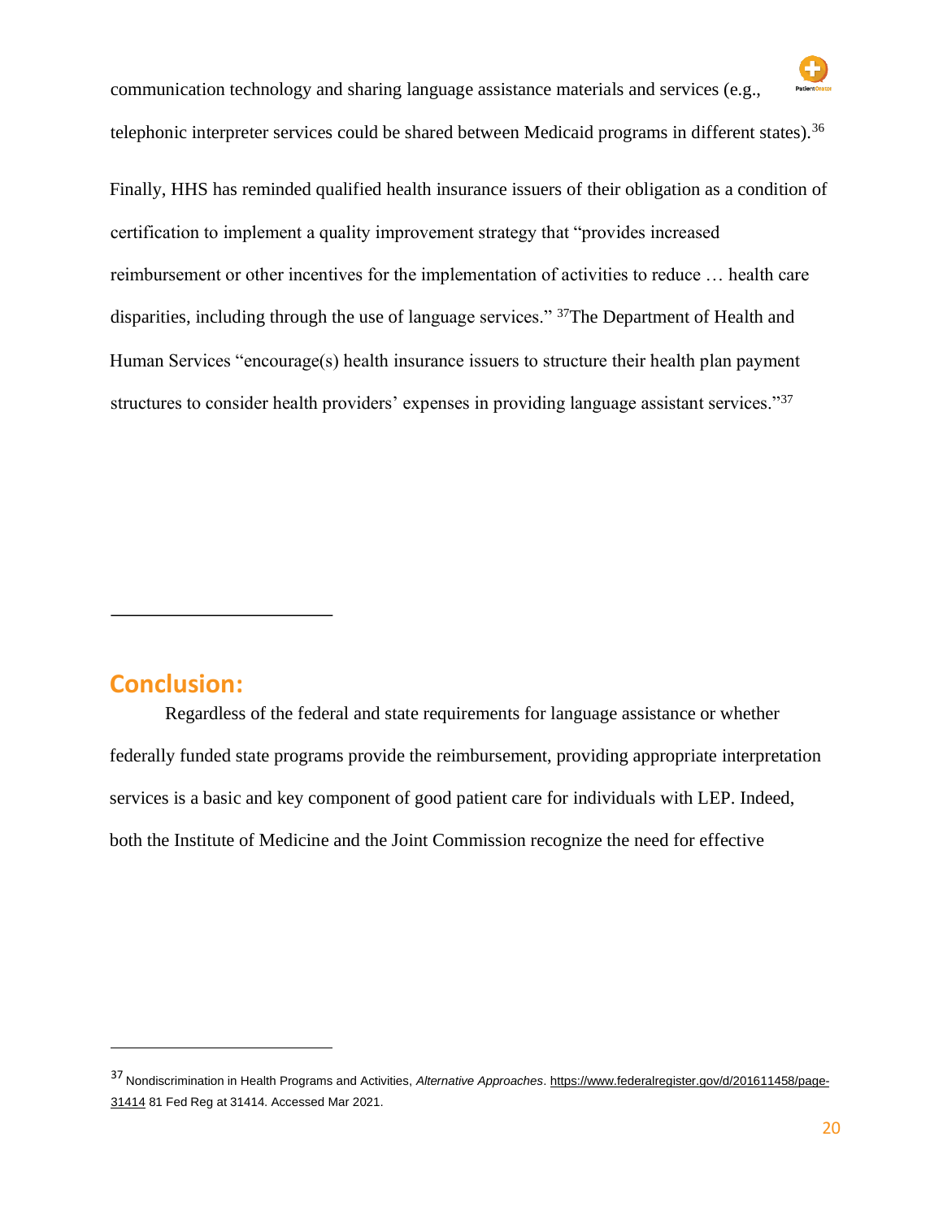communication technology and sharing language assistance materials and services (e.g., telephonic interpreter services could be shared between Medicaid programs in different states).[36]

Finally, HHS has reminded qualified health insurance issuers of their obligation as a condition of certification to implement a quality improvement strategy that "provides increased reimbursement or other incentives for the implementation of activities to reduce … health care disparities, including through the use of language services." [37]The Department of Health and Human Services "encourage(s) health insurance issuers to structure their health plan payment structures to consider health providers' expenses in providing language assistant services."[37]

## Conclusion:

Regardless of the federal and state requirements for language assistance or whether federally funded state programs provide the reimbursement, providing appropriate interpretation services is a basic and key component of good patient care for individuals with LEP. Indeed, both the Institute of Medicine and the Joint Commission recognize the need for effective

---

[37] Nondiscrimination in Health Programs and Activities, *Alternative Approaches*. https://www.federalregister.gov/d/201611458/page-31414 81 Fed Reg at 31414. Accessed Mar 2021.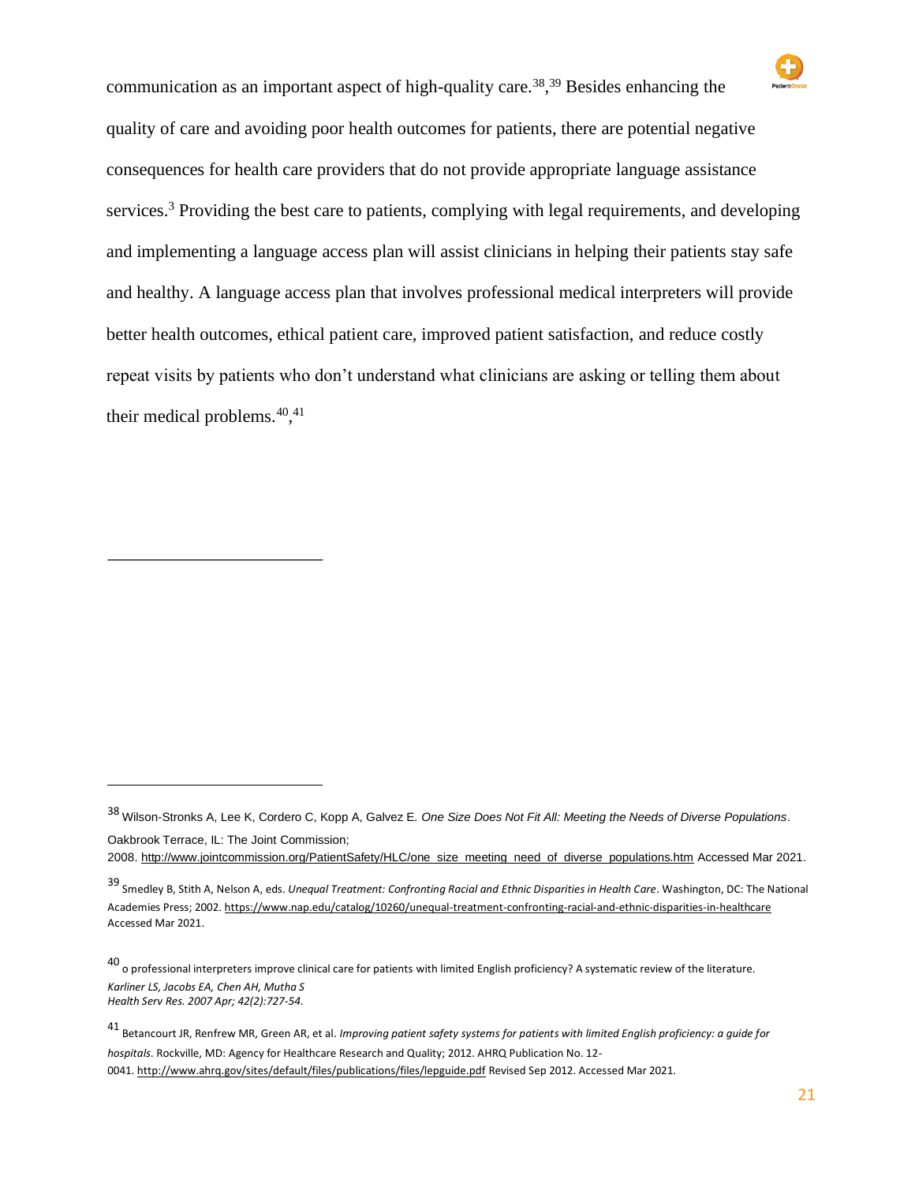communication as an important aspect of high-quality care.[38,39] Besides enhancing the quality of care and avoiding poor health outcomes for patients, there are potential negative consequences for health care providers that do not provide appropriate language assistance services.[3] Providing the best care to patients, complying with legal requirements, and developing and implementing a language access plan will assist clinicians in helping their patients stay safe and healthy. A language access plan that involves professional medical interpreters will provide better health outcomes, ethical patient care, improved patient satisfaction, and reduce costly repeat visits by patients who don't understand what clinicians are asking or telling them about their medical problems.[40,41]

---

[38] Wilson-Stronks A, Lee K, Cordero C, Kopp A, Galvez E. *One Size Does Not Fit All: Meeting the Needs of Diverse Populations*. Oakbrook Terrace, IL: The Joint Commission; 2008. http://www.jointcommission.org/PatientSafety/HLC/one_size_meeting_need_of_diverse_populations.htm Accessed Mar 2021.

[39] Smedley B, Stith A, Nelson A, eds. *Unequal Treatment: Confronting Racial and Ethnic Disparities in Health Care*. Washington, DC: The National Academies Press; 2002. https://www.nap.edu/catalog/10260/unequal-treatment-confronting-racial-and-ethnic-disparities-in-healthcare Accessed Mar 2021.

[40] o professional interpreters improve clinical care for patients with limited English proficiency? A systematic review of the literature. *Karliner LS, Jacobs EA, Chen AH, Mutha S*
*Health Serv Res. 2007 Apr; 42(2):727-54.*

[41] Betancourt JR, Renfrew MR, Green AR, et al. *Improving patient safety systems for patients with limited English proficiency: a guide for hospitals*. Rockville, MD: Agency for Healthcare Research and Quality; 2012. AHRQ Publication No. 12-0041. http://www.ahrq.gov/sites/default/files/publications/files/lepguide.pdf Revised Sep 2012. Accessed Mar 2021.